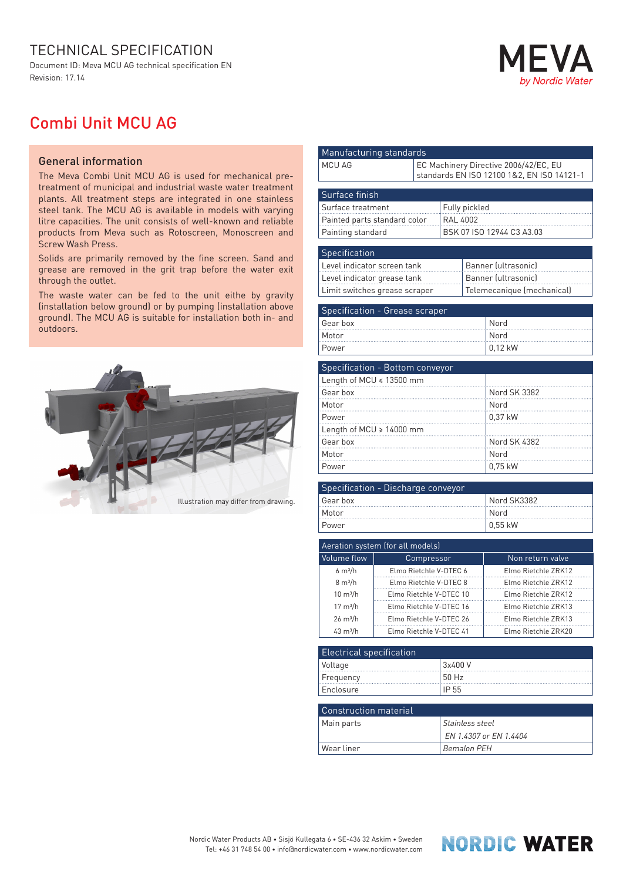# TECHNICAL SPECIFICATION

Document ID: Meva MCU AG technical specification EN
Revision: 17.14

MEVA
*by Nordic Water*

# Combi Unit MCU AG

## General information

The Meva Combi Unit MCU AG is used for mechanical pre-treatment of municipal and industrial waste water treatment plants. All treatment steps are integrated in one stainless steel tank. The MCU AG is available in models with varying litre capacities. The unit consists of well-known and reliable products from Meva such as Rotoscreen, Monoscreen and Screw Wash Press.

Solids are primarily removed by the fine screen. Sand and grease are removed in the grit trap before the water exit through the outlet.

The waste water can be fed to the unit eithe by gravity (installation below ground) or by pumping (installation above ground). The MCU AG is suitable for installation both in- and outdoors.

Illustration may differ from drawing.

| Manufacturing standards | |
|---|---|
| MCU AG | EC Machinery Directive 2006/42/EC, EU standards EN ISO 12100 1&2, EN ISO 14121-1 |

| Surface finish | |
|---|---|
| Surface treatment | Fully pickled |
| Painted parts standard color | RAL 4002 |
| Painting standard | BSK 07 ISO 12944 C3 A3.03 |

| Specification | |
|---|---|
| Level indicator screen tank | Banner (ultrasonic) |
| Level indicator grease tank | Banner (ultrasonic) |
| Limit switches grease scraper | Telemecanique (mechanical) |

| Specification - Grease scraper | |
|---|---|
| Gear box | Nord |
| Motor | Nord |
| Power | 0,12 kW |

| Specification - Bottom conveyor | |
|---|---|
| Length of MCU ≤ 13500 mm | |
| Gear box | Nord SK 3382 |
| Motor | Nord |
| Power | 0,37 kW |
| Length of MCU ≥ 14000 mm | |
| Gear box | Nord SK 4382 |
| Motor | Nord |
| Power | 0,75 kW |

| Specification - Discharge conveyor | |
|---|---|
| Gear box | Nord SK3382 |
| Motor | Nord |
| Power | 0,55 kW |

| Aeration system (for all models) | | |
|---|---|---|
| Volume flow | Compressor | Non return valve |
| 6 m³/h | Elmo Rietchle V-DTEC 6 | Elmo Rietchle ZRK12 |
| 8 m³/h | Elmo Rietchle V-DTEC 8 | Elmo Rietchle ZRK12 |
| 10 m³/h | Elmo Rietchle V-DTEC 10 | Elmo Rietchle ZRK12 |
| 17 m³/h | Elmo Rietchle V-DTEC 16 | Elmo Rietchle ZRK13 |
| 26 m³/h | Elmo Rietchle V-DTEC 26 | Elmo Rietchle ZRK13 |
| 43 m³/h | Elmo Rietchle V-DTEC 41 | Elmo Rietchle ZRK20 |

| Electrical specification | |
|---|---|
| Voltage | 3x400 V |
| Frequency | 50 Hz |
| Enclosure | IP 55 |

| Construction material | |
|---|---|
| Main parts | *Stainless steel* *EN 1.4307 or EN 1.4404* |
| Wear liner | *Bemalon PEH* |

Nordic Water Products AB • Sisjö Kullegata 6 • SE-436 32 Askim • Sweden
Tel: +46 31 748 54 00 • info@nordicwater.com • www.nordicwater.com

NORDIC WATER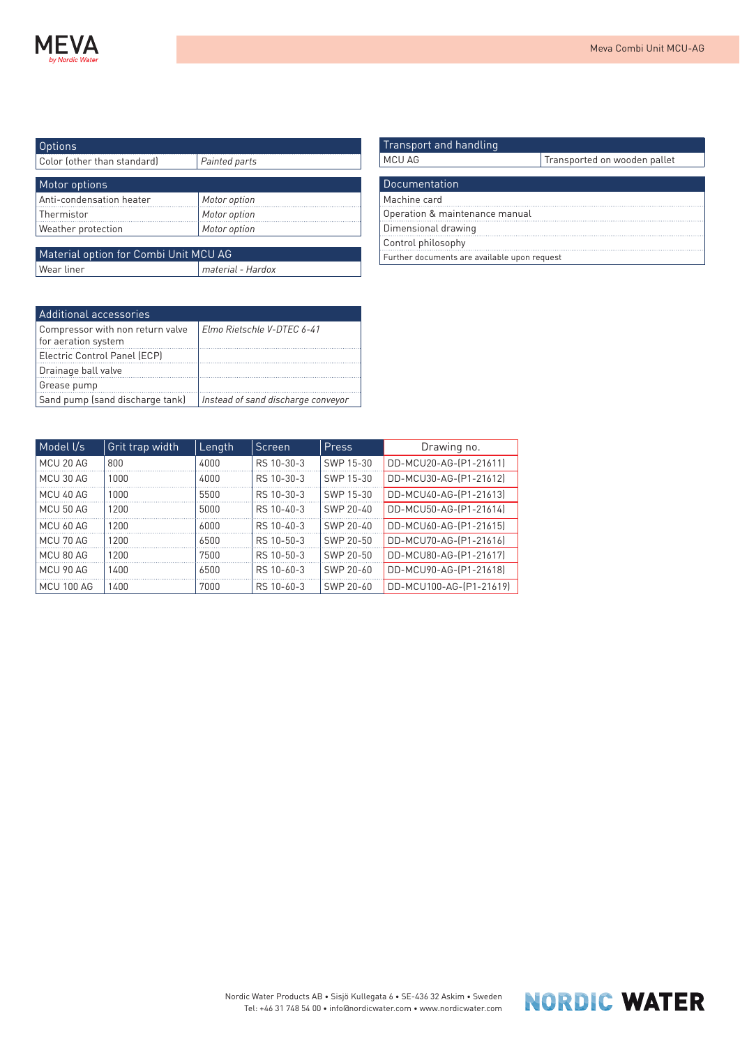| Options | |
|---|---|
| Color (other than standard) | *Painted parts* |

| Motor options | |
|---|---|
| Anti-condensation heater | *Motor option* |
| Thermistor | *Motor option* |
| Weather protection | *Motor option* |

| Material option for Combi Unit MCU AG | |
|---|---|
| Wear liner | *material - Hardox* |

| Transport and handling | |
|---|---|
| MCU AG | Transported on wooden pallet |

| Documentation |
|---|
| Machine card |
| Operation & maintenance manual |
| Dimensional drawing |
| Control philosophy |
| Further documents are available upon request |

| Additional accessories | |
|---|---|
| Compressor with non return valve for aeration system | *Elmo Rietschle V-DTEC 6-41* |
| Electric Control Panel (ECP) | |
| Drainage ball valve | |
| Grease pump | |
| Sand pump (sand discharge tank) | *Instead of sand discharge conveyor* |

| Model l/s | Grit trap width | Length | Screen | Press | Drawing no. |
|---|---|---|---|---|---|
| MCU 20 AG | 800 | 4000 | RS 10-30-3 | SWP 15-30 | DD-MCU20-AG-(P1-21611) |
| MCU 30 AG | 1000 | 4000 | RS 10-30-3 | SWP 15-30 | DD-MCU30-AG-(P1-21612) |
| MCU 40 AG | 1000 | 5500 | RS 10-30-3 | SWP 15-30 | DD-MCU40-AG-(P1-21613) |
| MCU 50 AG | 1200 | 5000 | RS 10-40-3 | SWP 20-40 | DD-MCU50-AG-(P1-21614) |
| MCU 60 AG | 1200 | 6000 | RS 10-40-3 | SWP 20-40 | DD-MCU60-AG-(P1-21615) |
| MCU 70 AG | 1200 | 6500 | RS 10-50-3 | SWP 20-50 | DD-MCU70-AG-(P1-21616) |
| MCU 80 AG | 1200 | 7500 | RS 10-50-3 | SWP 20-50 | DD-MCU80-AG-(P1-21617) |
| MCU 90 AG | 1400 | 6500 | RS 10-60-3 | SWP 20-60 | DD-MCU90-AG-(P1-21618) |
| MCU 100 AG | 1400 | 7000 | RS 10-60-3 | SWP 20-60 | DD-MCU100-AG-(P1-21619) |

Nordic Water Products AB • Sisjö Kullegata 6 • SE-436 32 Askim • Sweden
Tel: +46 31 748 54 00 • info@nordicwater.com • www.nordicwater.com